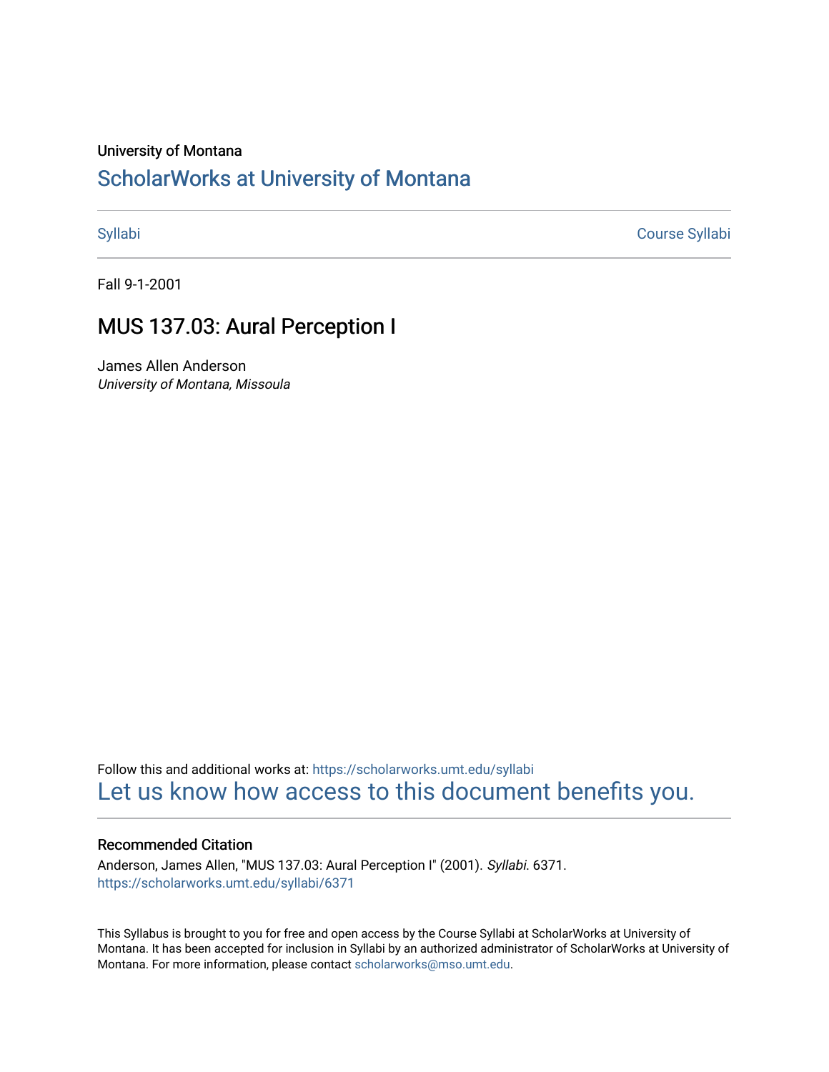University of Montana

# ScholarWorks at University of Montana

Syllabi | Course Syllabi

Fall 9-1-2001

## MUS 137.03: Aural Perception I

James Allen Anderson
*University of Montana, Missoula*

Follow this and additional works at: https://scholarworks.umt.edu/syllabi
Let us know how access to this document benefits you.

### Recommended Citation

Anderson, James Allen, "MUS 137.03: Aural Perception I" (2001). *Syllabi*. 6371.
https://scholarworks.umt.edu/syllabi/6371

This Syllabus is brought to you for free and open access by the Course Syllabi at ScholarWorks at University of Montana. It has been accepted for inclusion in Syllabi by an authorized administrator of ScholarWorks at University of Montana. For more information, please contact scholarworks@mso.umt.edu.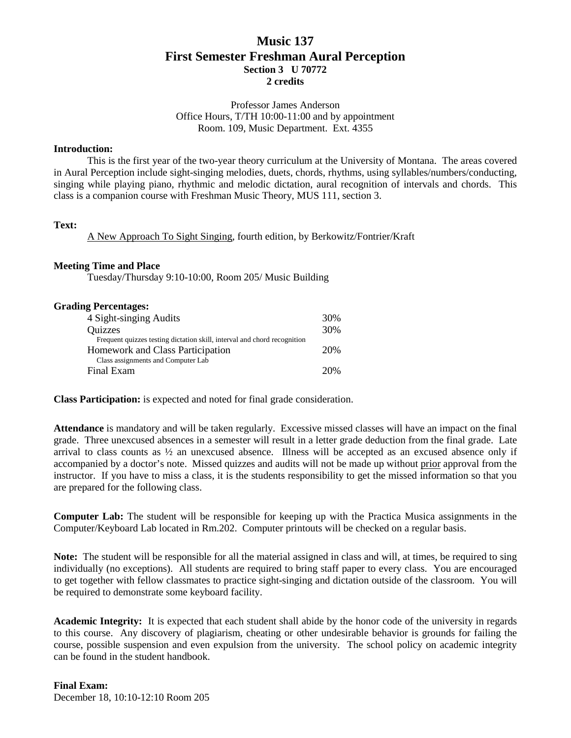# Music 137
# First Semester Freshman Aural Perception
### Section 3 U 70772
### 2 credits

Professor James Anderson
Office Hours, T/TH 10:00-11:00 and by appointment
Room. 109, Music Department. Ext. 4355

**Introduction:**

This is the first year of the two-year theory curriculum at the University of Montana. The areas covered in Aural Perception include sight-singing melodies, duets, chords, rhythms, using syllables/numbers/conducting, singing while playing piano, rhythmic and melodic dictation, aural recognition of intervals and chords. This class is a companion course with Freshman Music Theory, MUS 111, section 3.

**Text:**

A New Approach To Sight Singing, fourth edition, by Berkowitz/Fontrier/Kraft

**Meeting Time and Place**

Tuesday/Thursday 9:10-10:00, Room 205/ Music Building

**Grading Percentages:**

| | |
|---|---|
| 4 Sight-singing Audits | 30% |
| Quizzes<br>Frequent quizzes testing dictation skill, interval and chord recognition | 30% |
| Homework and Class Participation<br>Class assignments and Computer Lab | 20% |
| Final Exam | 20% |

**Class Participation:** is expected and noted for final grade consideration.

**Attendance** is mandatory and will be taken regularly. Excessive missed classes will have an impact on the final grade. Three unexcused absences in a semester will result in a letter grade deduction from the final grade. Late arrival to class counts as ½ an unexcused absence. Illness will be accepted as an excused absence only if accompanied by a doctor's note. Missed quizzes and audits will not be made up without prior approval from the instructor. If you have to miss a class, it is the students responsibility to get the missed information so that you are prepared for the following class.

**Computer Lab:** The student will be responsible for keeping up with the Practica Musica assignments in the Computer/Keyboard Lab located in Rm.202. Computer printouts will be checked on a regular basis.

**Note:** The student will be responsible for all the material assigned in class and will, at times, be required to sing individually (no exceptions). All students are required to bring staff paper to every class. You are encouraged to get together with fellow classmates to practice sight-singing and dictation outside of the classroom. You will be required to demonstrate some keyboard facility.

**Academic Integrity:** It is expected that each student shall abide by the honor code of the university in regards to this course. Any discovery of plagiarism, cheating or other undesirable behavior is grounds for failing the course, possible suspension and even expulsion from the university. The school policy on academic integrity can be found in the student handbook.

**Final Exam:**
December 18, 10:10-12:10 Room 205